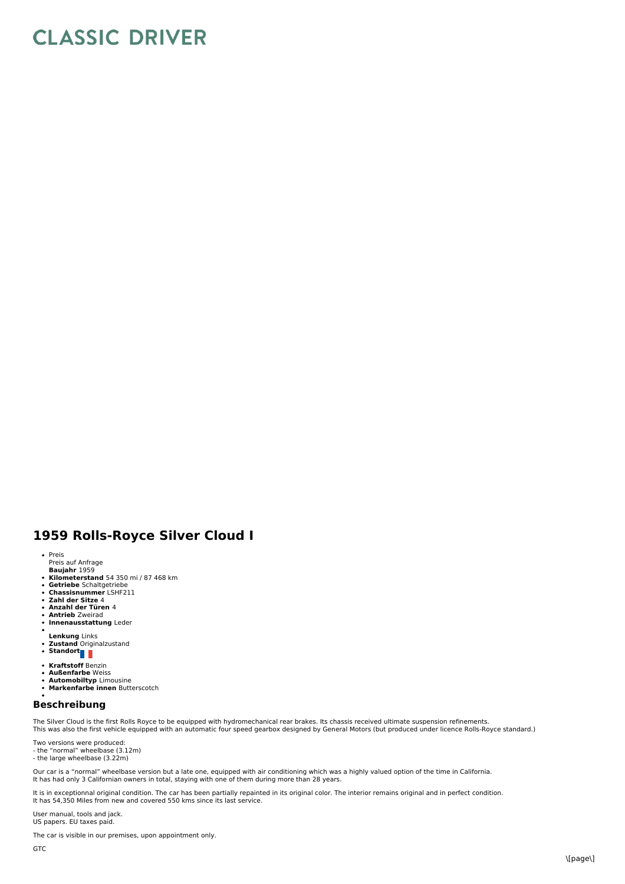# CLASSIC DRIVER

## 1959 Rolls-Royce Silver Cloud I

- Preis
  Preis auf Anfrage
  **Baujahr** 1959
- **Kilometerstand** 54 350 mi / 87 468 km
- **Getriebe** Schaltgetriebe
- **Chassisnummer** LSHF211
- **Zahl der Sitze** 4
- **Anzahl der Türen** 4
- **Antrieb** Zweirad
- **Innenausstattung** Leder
- 
  **Lenkung** Links
- **Zustand** Originalzustand
- **Standort**
- **Kraftstoff** Benzin
- **Außenfarbe** Weiss
- **Automobiltyp** Limousine
- **Markenfarbe innen** Butterscotch
- 

## Beschreibung

The Silver Cloud is the first Rolls Royce to be equipped with hydromechanical rear brakes. Its chassis received ultimate suspension refinements.
This was also the first vehicle equipped with an automatic four speed gearbox designed by General Motors (but produced under licence Rolls-Royce standard.)

Two versions were produced:
- the "normal" wheelbase (3.12m)
- the large wheelbase (3.22m)

Our car is a "normal" wheelbase version but a late one, equipped with air conditioning which was a highly valued option of the time in California.
It has had only 3 Californian owners in total, staying with one of them during more than 28 years.

It is in exceptionnal original condition. The car has been partially repainted in its original color. The interior remains original and in perfect condition.
It has 54,350 Miles from new and covered 550 kms since its last service.

User manual, tools and jack.
US papers. EU taxes paid.

The car is visible in our premises, upon appointment only.

GTC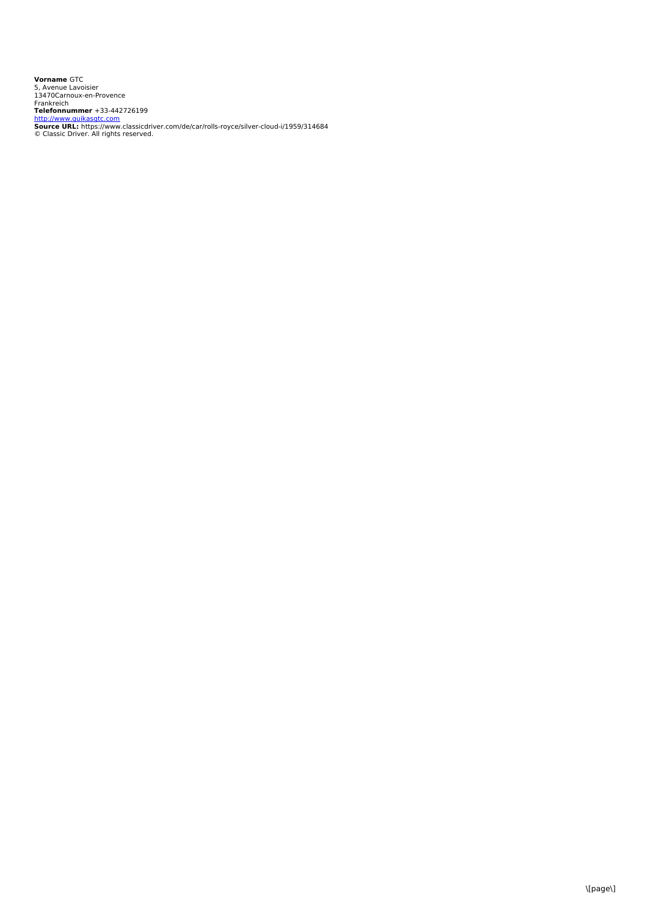**Vorname** GTC
5, Avenue Lavoisier
13470Carnoux-en-Provence
Frankreich
**Telefonnummer** +33-442726199
[http://www.guikasgtc.com](http://www.guikasgtc.com)
**Source URL:** https://www.classicdriver.com/de/car/rolls-royce/silver-cloud-i/1959/314684
© Classic Driver. All rights reserved.